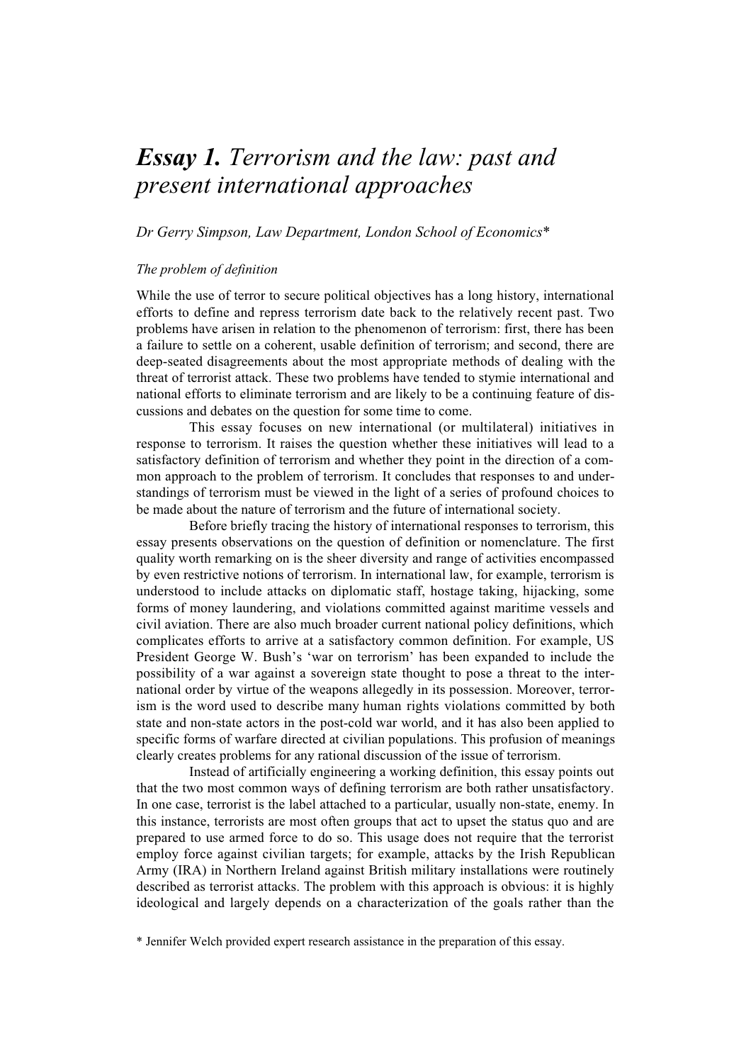# *Essay 1.* Terrorism and the law: past and present international approaches

*Dr Gerry Simpson, Law Department, London School of Economics\**

## *The problem of definition*

While the use of terror to secure political objectives has a long history, international efforts to define and repress terrorism date back to the relatively recent past. Two problems have arisen in relation to the phenomenon of terrorism: first, there has been a failure to settle on a coherent, usable definition of terrorism; and second, there are deep-seated disagreements about the most appropriate methods of dealing with the threat of terrorist attack. These two problems have tended to stymie international and national efforts to eliminate terrorism and are likely to be a continuing feature of discussions and debates on the question for some time to come.

This essay focuses on new international (or multilateral) initiatives in response to terrorism. It raises the question whether these initiatives will lead to a satisfactory definition of terrorism and whether they point in the direction of a common approach to the problem of terrorism. It concludes that responses to and understandings of terrorism must be viewed in the light of a series of profound choices to be made about the nature of terrorism and the future of international society.

Before briefly tracing the history of international responses to terrorism, this essay presents observations on the question of definition or nomenclature. The first quality worth remarking on is the sheer diversity and range of activities encompassed by even restrictive notions of terrorism. In international law, for example, terrorism is understood to include attacks on diplomatic staff, hostage taking, hijacking, some forms of money laundering, and violations committed against maritime vessels and civil aviation. There are also much broader current national policy definitions, which complicates efforts to arrive at a satisfactory common definition. For example, US President George W. Bush's 'war on terrorism' has been expanded to include the possibility of a war against a sovereign state thought to pose a threat to the international order by virtue of the weapons allegedly in its possession. Moreover, terrorism is the word used to describe many human rights violations committed by both state and non-state actors in the post-cold war world, and it has also been applied to specific forms of warfare directed at civilian populations. This profusion of meanings clearly creates problems for any rational discussion of the issue of terrorism.

Instead of artificially engineering a working definition, this essay points out that the two most common ways of defining terrorism are both rather unsatisfactory. In one case, terrorist is the label attached to a particular, usually non-state, enemy. In this instance, terrorists are most often groups that act to upset the status quo and are prepared to use armed force to do so. This usage does not require that the terrorist employ force against civilian targets; for example, attacks by the Irish Republican Army (IRA) in Northern Ireland against British military installations were routinely described as terrorist attacks. The problem with this approach is obvious: it is highly ideological and largely depends on a characterization of the goals rather than the

\* Jennifer Welch provided expert research assistance in the preparation of this essay.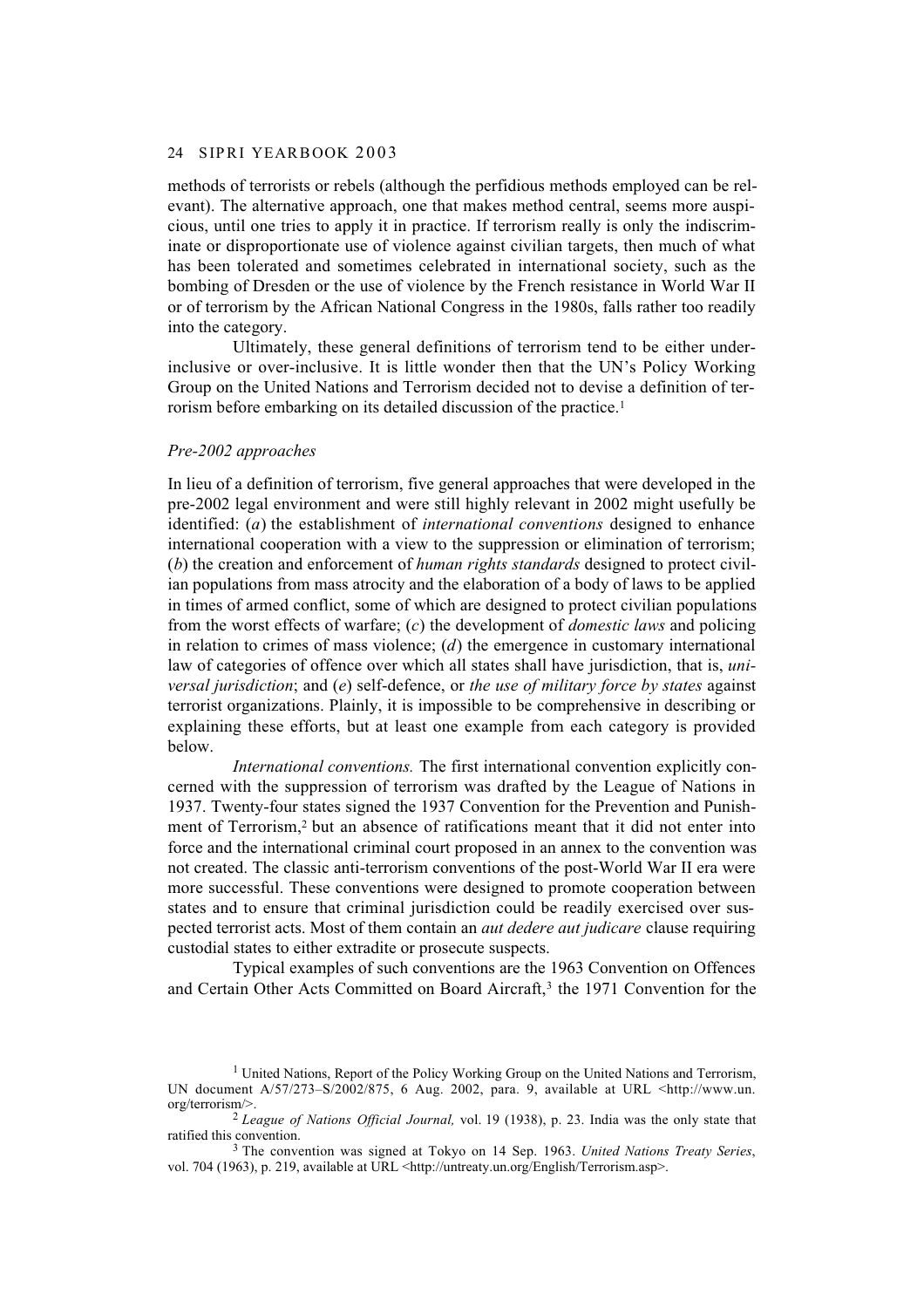methods of terrorists or rebels (although the perfidious methods employed can be relevant). The alternative approach, one that makes method central, seems more auspicious, until one tries to apply it in practice. If terrorism really is only the indiscriminate or disproportionate use of violence against civilian targets, then much of what has been tolerated and sometimes celebrated in international society, such as the bombing of Dresden or the use of violence by the French resistance in World War II or of terrorism by the African National Congress in the 1980s, falls rather too readily into the category.

Ultimately, these general definitions of terrorism tend to be either under-inclusive or over-inclusive. It is little wonder then that the UN's Policy Working Group on the United Nations and Terrorism decided not to devise a definition of terrorism before embarking on its detailed discussion of the practice.[1]

*Pre-2002 approaches*

In lieu of a definition of terrorism, five general approaches that were developed in the pre-2002 legal environment and were still highly relevant in 2002 might usefully be identified: (*a*) the establishment of *international conventions* designed to enhance international cooperation with a view to the suppression or elimination of terrorism; (*b*) the creation and enforcement of *human rights standards* designed to protect civilian populations from mass atrocity and the elaboration of a body of laws to be applied in times of armed conflict, some of which are designed to protect civilian populations from the worst effects of warfare; (*c*) the development of *domestic laws* and policing in relation to crimes of mass violence; (*d*) the emergence in customary international law of categories of offence over which all states shall have jurisdiction, that is, *universal jurisdiction*; and (*e*) self-defence, or *the use of military force by states* against terrorist organizations. Plainly, it is impossible to be comprehensive in describing or explaining these efforts, but at least one example from each category is provided below.

*International conventions.* The first international convention explicitly concerned with the suppression of terrorism was drafted by the League of Nations in 1937. Twenty-four states signed the 1937 Convention for the Prevention and Punishment of Terrorism,[2] but an absence of ratifications meant that it did not enter into force and the international criminal court proposed in an annex to the convention was not created. The classic anti-terrorism conventions of the post-World War II era were more successful. These conventions were designed to promote cooperation between states and to ensure that criminal jurisdiction could be readily exercised over suspected terrorist acts. Most of them contain an *aut dedere aut judicare* clause requiring custodial states to either extradite or prosecute suspects.

Typical examples of such conventions are the 1963 Convention on Offences and Certain Other Acts Committed on Board Aircraft,[3] the 1971 Convention for the

[1] United Nations, Report of the Policy Working Group on the United Nations and Terrorism, UN document A/57/273–S/2002/875, 6 Aug. 2002, para. 9, available at URL <http://www.un.org/terrorism/>.

[2] *League of Nations Official Journal,* vol. 19 (1938), p. 23. India was the only state that ratified this convention.

[3] The convention was signed at Tokyo on 14 Sep. 1963. *United Nations Treaty Series*, vol. 704 (1963), p. 219, available at URL <http://untreaty.un.org/English/Terrorism.asp>.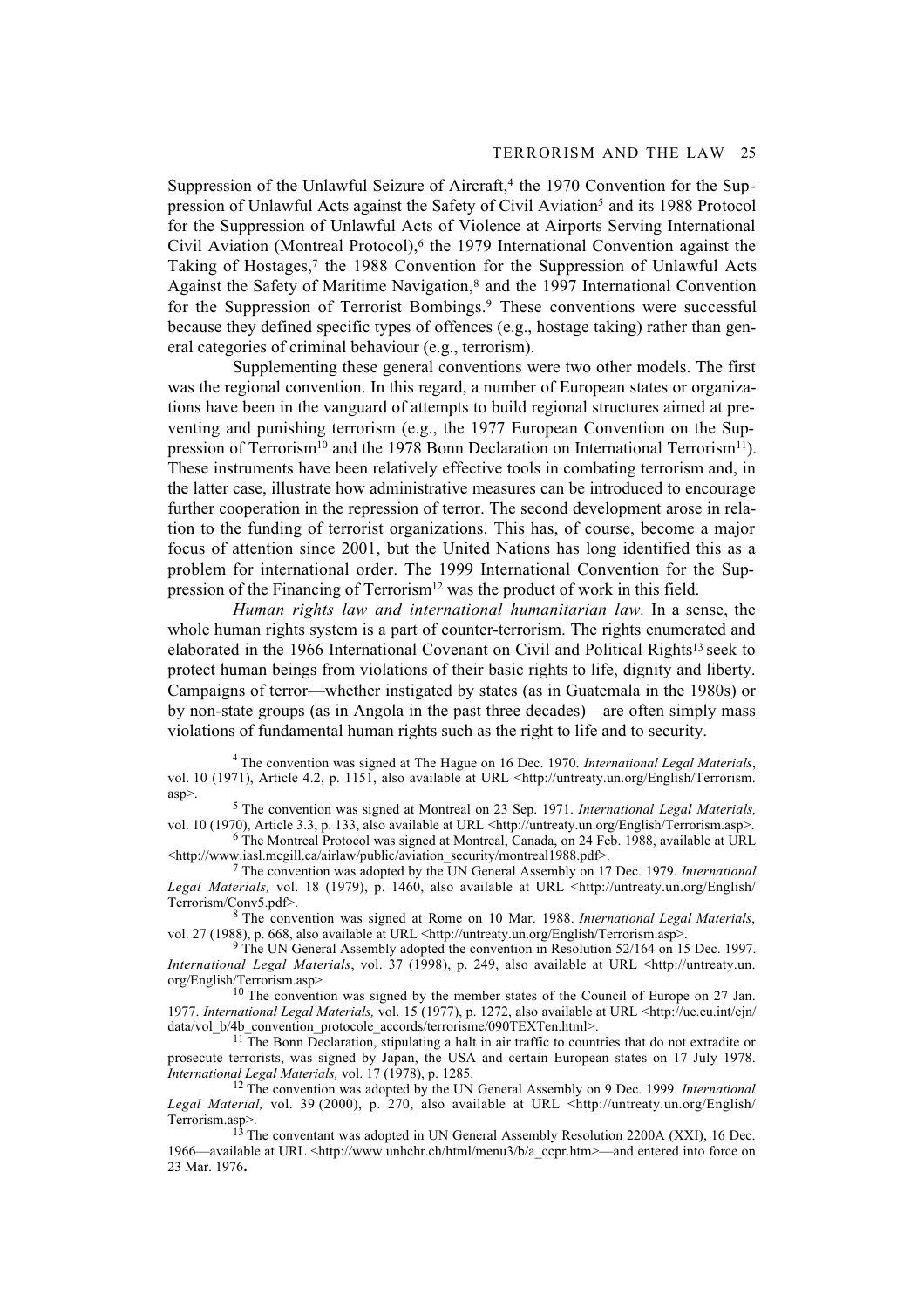Suppression of the Unlawful Seizure of Aircraft,[4] the 1970 Convention for the Suppression of Unlawful Acts against the Safety of Civil Aviation[5] and its 1988 Protocol for the Suppression of Unlawful Acts of Violence at Airports Serving International Civil Aviation (Montreal Protocol),[6] the 1979 International Convention against the Taking of Hostages,[7] the 1988 Convention for the Suppression of Unlawful Acts Against the Safety of Maritime Navigation,[8] and the 1997 International Convention for the Suppression of Terrorist Bombings.[9] These conventions were successful because they defined specific types of offences (e.g., hostage taking) rather than general categories of criminal behaviour (e.g., terrorism).

Supplementing these general conventions were two other models. The first was the regional convention. In this regard, a number of European states or organizations have been in the vanguard of attempts to build regional structures aimed at preventing and punishing terrorism (e.g., the 1977 European Convention on the Suppression of Terrorism[10] and the 1978 Bonn Declaration on International Terrorism[11]). These instruments have been relatively effective tools in combating terrorism and, in the latter case, illustrate how administrative measures can be introduced to encourage further cooperation in the repression of terror. The second development arose in relation to the funding of terrorist organizations. This has, of course, become a major focus of attention since 2001, but the United Nations has long identified this as a problem for international order. The 1999 International Convention for the Suppression of the Financing of Terrorism[12] was the product of work in this field.

*Human rights law and international humanitarian law.* In a sense, the whole human rights system is a part of counter-terrorism. The rights enumerated and elaborated in the 1966 International Covenant on Civil and Political Rights[13] seek to protect human beings from violations of their basic rights to life, dignity and liberty. Campaigns of terror—whether instigated by states (as in Guatemala in the 1980s) or by non-state groups (as in Angola in the past three decades)—are often simply mass violations of fundamental human rights such as the right to life and to security.

[4] The convention was signed at The Hague on 16 Dec. 1970. *International Legal Materials*, vol. 10 (1971), Article 4.2, p. 1151, also available at URL <http://untreaty.un.org/English/Terrorism.asp>.

[5] The convention was signed at Montreal on 23 Sep. 1971. *International Legal Materials,* vol. 10 (1970), Article 3.3, p. 133, also available at URL <http://untreaty.un.org/English/Terrorism.asp>.

[6] The Montreal Protocol was signed at Montreal, Canada, on 24 Feb. 1988, available at URL <http://www.iasl.mcgill.ca/airlaw/public/aviation_security/montreal1988.pdf>.

[7] The convention was adopted by the UN General Assembly on 17 Dec. 1979. *International Legal Materials,* vol. 18 (1979), p. 1460, also available at URL <http://untreaty.un.org/English/Terrorism/Conv5.pdf>.

[8] The convention was signed at Rome on 10 Mar. 1988. *International Legal Materials*, vol. 27 (1988), p. 668, also available at URL <http://untreaty.un.org/English/Terrorism.asp>.

[9] The UN General Assembly adopted the convention in Resolution 52/164 on 15 Dec. 1997. *International Legal Materials*, vol. 37 (1998), p. 249, also available at URL <http://untreaty.un.org/English/Terrorism.asp>

[10] The convention was signed by the member states of the Council of Europe on 27 Jan. 1977. *International Legal Materials,* vol. 15 (1977), p. 1272, also available at URL <http://ue.eu.int/ejn/data/vol_b/4b_convention_protocole_accords/terrorisme/090TEXTen.html>.

[11] The Bonn Declaration, stipulating a halt in air traffic to countries that do not extradite or prosecute terrorists, was signed by Japan, the USA and certain European states on 17 July 1978. *International Legal Materials,* vol. 17 (1978), p. 1285.

[12] The convention was adopted by the UN General Assembly on 9 Dec. 1999. *International Legal Material,* vol. 39 (2000), p. 270, also available at URL <http://untreaty.un.org/English/Terrorism.asp>.

[13] The conventant was adopted in UN General Assembly Resolution 2200A (XXI), 16 Dec. 1966—available at URL <http://www.unhchr.ch/html/menu3/b/a_ccpr.htm>—and entered into force on 23 Mar. 1976.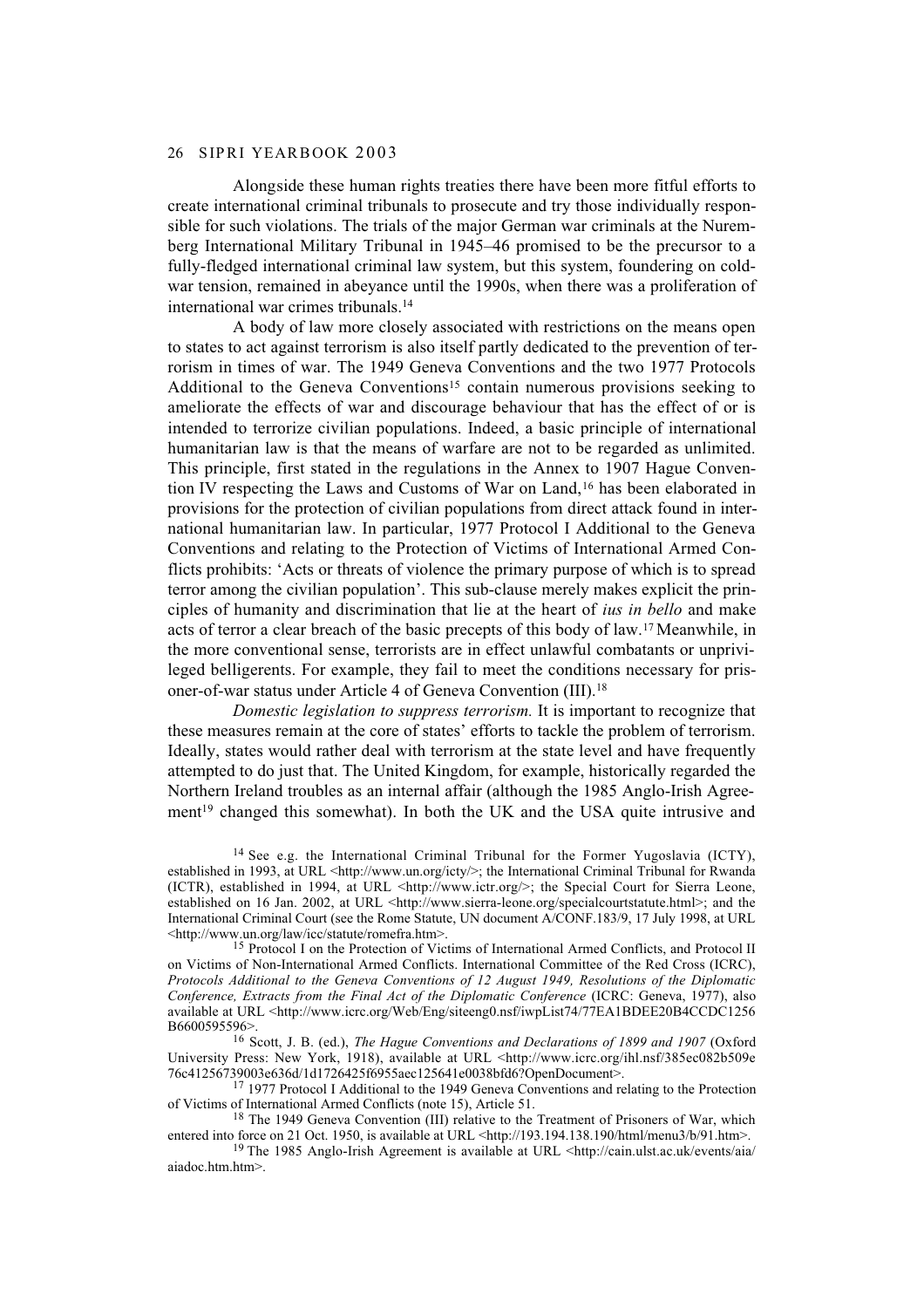Alongside these human rights treaties there have been more fitful efforts to create international criminal tribunals to prosecute and try those individually responsible for such violations. The trials of the major German war criminals at the Nuremberg International Military Tribunal in 1945–46 promised to be the precursor to a fully-fledged international criminal law system, but this system, foundering on cold-war tension, remained in abeyance until the 1990s, when there was a proliferation of international war crimes tribunals.[14]

A body of law more closely associated with restrictions on the means open to states to act against terrorism is also itself partly dedicated to the prevention of terrorism in times of war. The 1949 Geneva Conventions and the two 1977 Protocols Additional to the Geneva Conventions[15] contain numerous provisions seeking to ameliorate the effects of war and discourage behaviour that has the effect of or is intended to terrorize civilian populations. Indeed, a basic principle of international humanitarian law is that the means of warfare are not to be regarded as unlimited. This principle, first stated in the regulations in the Annex to 1907 Hague Convention IV respecting the Laws and Customs of War on Land,[16] has been elaborated in provisions for the protection of civilian populations from direct attack found in international humanitarian law. In particular, 1977 Protocol I Additional to the Geneva Conventions and relating to the Protection of Victims of International Armed Conflicts prohibits: 'Acts or threats of violence the primary purpose of which is to spread terror among the civilian population'. This sub-clause merely makes explicit the principles of humanity and discrimination that lie at the heart of *ius in bello* and make acts of terror a clear breach of the basic precepts of this body of law.[17] Meanwhile, in the more conventional sense, terrorists are in effect unlawful combatants or unprivileged belligerents. For example, they fail to meet the conditions necessary for prisoner-of-war status under Article 4 of Geneva Convention (III).[18]

*Domestic legislation to suppress terrorism.* It is important to recognize that these measures remain at the core of states' efforts to tackle the problem of terrorism. Ideally, states would rather deal with terrorism at the state level and have frequently attempted to do just that. The United Kingdom, for example, historically regarded the Northern Ireland troubles as an internal affair (although the 1985 Anglo-Irish Agreement[19] changed this somewhat). In both the UK and the USA quite intrusive and

[14] See e.g. the International Criminal Tribunal for the Former Yugoslavia (ICTY), established in 1993, at URL <http://www.un.org/icty/>; the International Criminal Tribunal for Rwanda (ICTR), established in 1994, at URL <http://www.ictr.org/>; the Special Court for Sierra Leone, established on 16 Jan. 2002, at URL <http://www.sierra-leone.org/specialcourtstatute.html>; and the International Criminal Court (see the Rome Statute, UN document A/CONF.183/9, 17 July 1998, at URL <http://www.un.org/law/icc/statute/romefra.htm>.

[15] Protocol I on the Protection of Victims of International Armed Conflicts, and Protocol II on Victims of Non-International Armed Conflicts. International Committee of the Red Cross (ICRC), *Protocols Additional to the Geneva Conventions of 12 August 1949, Resolutions of the Diplomatic Conference, Extracts from the Final Act of the Diplomatic Conference* (ICRC: Geneva, 1977), also available at URL <http://www.icrc.org/Web/Eng/siteeng0.nsf/iwpList74/77EA1BDEE20B4CCDC1256B6600595596>.

[16] Scott, J. B. (ed.), *The Hague Conventions and Declarations of 1899 and 1907* (Oxford University Press: New York, 1918), available at URL <http://www.icrc.org/ihl.nsf/385ec082b509e76c41256739003e636d/d1726425f6955aec125641e0038bfd6?OpenDocument>.

[17] 1977 Protocol I Additional to the 1949 Geneva Conventions and relating to the Protection of Victims of International Armed Conflicts (note 15), Article 51.

[18] The 1949 Geneva Convention (III) relative to the Treatment of Prisoners of War, which entered into force on 21 Oct. 1950, is available at URL <http://193.194.138.190/html/menu3/b/91.htm>.

[19] The 1985 Anglo-Irish Agreement is available at URL <http://cain.ulst.ac.uk/events/aia/aiadoc.htm.htm>.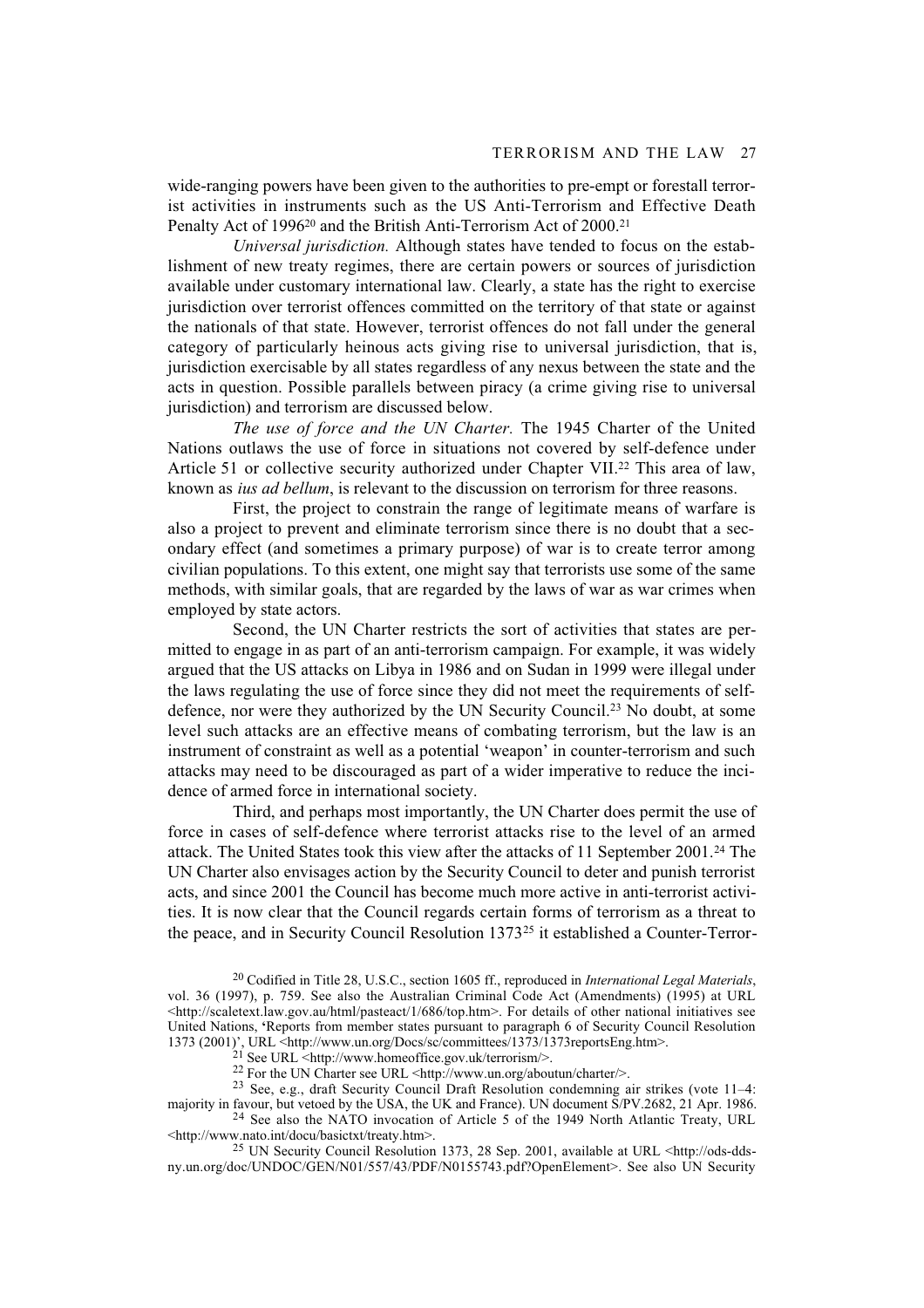wide-ranging powers have been given to the authorities to pre-empt or forestall terrorist activities in instruments such as the US Anti-Terrorism and Effective Death Penalty Act of 1996[20] and the British Anti-Terrorism Act of 2000.[21]

*Universal jurisdiction.* Although states have tended to focus on the establishment of new treaty regimes, there are certain powers or sources of jurisdiction available under customary international law. Clearly, a state has the right to exercise jurisdiction over terrorist offences committed on the territory of that state or against the nationals of that state. However, terrorist offences do not fall under the general category of particularly heinous acts giving rise to universal jurisdiction, that is, jurisdiction exercisable by all states regardless of any nexus between the state and the acts in question. Possible parallels between piracy (a crime giving rise to universal jurisdiction) and terrorism are discussed below.

*The use of force and the UN Charter.* The 1945 Charter of the United Nations outlaws the use of force in situations not covered by self-defence under Article 51 or collective security authorized under Chapter VII.[22] This area of law, known as *ius ad bellum*, is relevant to the discussion on terrorism for three reasons.

First, the project to constrain the range of legitimate means of warfare is also a project to prevent and eliminate terrorism since there is no doubt that a secondary effect (and sometimes a primary purpose) of war is to create terror among civilian populations. To this extent, one might say that terrorists use some of the same methods, with similar goals, that are regarded by the laws of war as war crimes when employed by state actors.

Second, the UN Charter restricts the sort of activities that states are permitted to engage in as part of an anti-terrorism campaign. For example, it was widely argued that the US attacks on Libya in 1986 and on Sudan in 1999 were illegal under the laws regulating the use of force since they did not meet the requirements of self-defence, nor were they authorized by the UN Security Council.[23] No doubt, at some level such attacks are an effective means of combating terrorism, but the law is an instrument of constraint as well as a potential 'weapon' in counter-terrorism and such attacks may need to be discouraged as part of a wider imperative to reduce the incidence of armed force in international society.

Third, and perhaps most importantly, the UN Charter does permit the use of force in cases of self-defence where terrorist attacks rise to the level of an armed attack. The United States took this view after the attacks of 11 September 2001.[24] The UN Charter also envisages action by the Security Council to deter and punish terrorist acts, and since 2001 the Council has become much more active in anti-terrorist activities. It is now clear that the Council regards certain forms of terrorism as a threat to the peace, and in Security Council Resolution 1373[25] it established a Counter-Terror-

[20] Codified in Title 28, U.S.C., section 1605 ff., reproduced in *International Legal Materials*, vol. 36 (1997), p. 759. See also the Australian Criminal Code Act (Amendments) (1995) at URL <http://scaletext.law.gov.au/html/pasteact/1/686/top.htm>. For details of other national initiatives see United Nations, 'Reports from member states pursuant to paragraph 6 of Security Council Resolution 1373 (2001)', URL <http://www.un.org/Docs/sc/committees/1373/1373reportsEng.htm>.

[21] See URL <http://www.homeoffice.gov.uk/terrorism/>.

[22] For the UN Charter see URL <http://www.un.org/aboutun/charter/>.

[23] See, e.g., draft Security Council Draft Resolution condemning air strikes (vote 11–4: majority in favour, but vetoed by the USA, the UK and France). UN document S/PV.2682, 21 Apr. 1986.

[24] See also the NATO invocation of Article 5 of the 1949 North Atlantic Treaty, URL <http://www.nato.int/docu/basictxt/treaty.htm>.

[25] UN Security Council Resolution 1373, 28 Sep. 2001, available at URL <http://ods-dds-ny.un.org/doc/UNDOC/GEN/N01/557/43/PDF/N0155743.pdf?OpenElement>. See also UN Security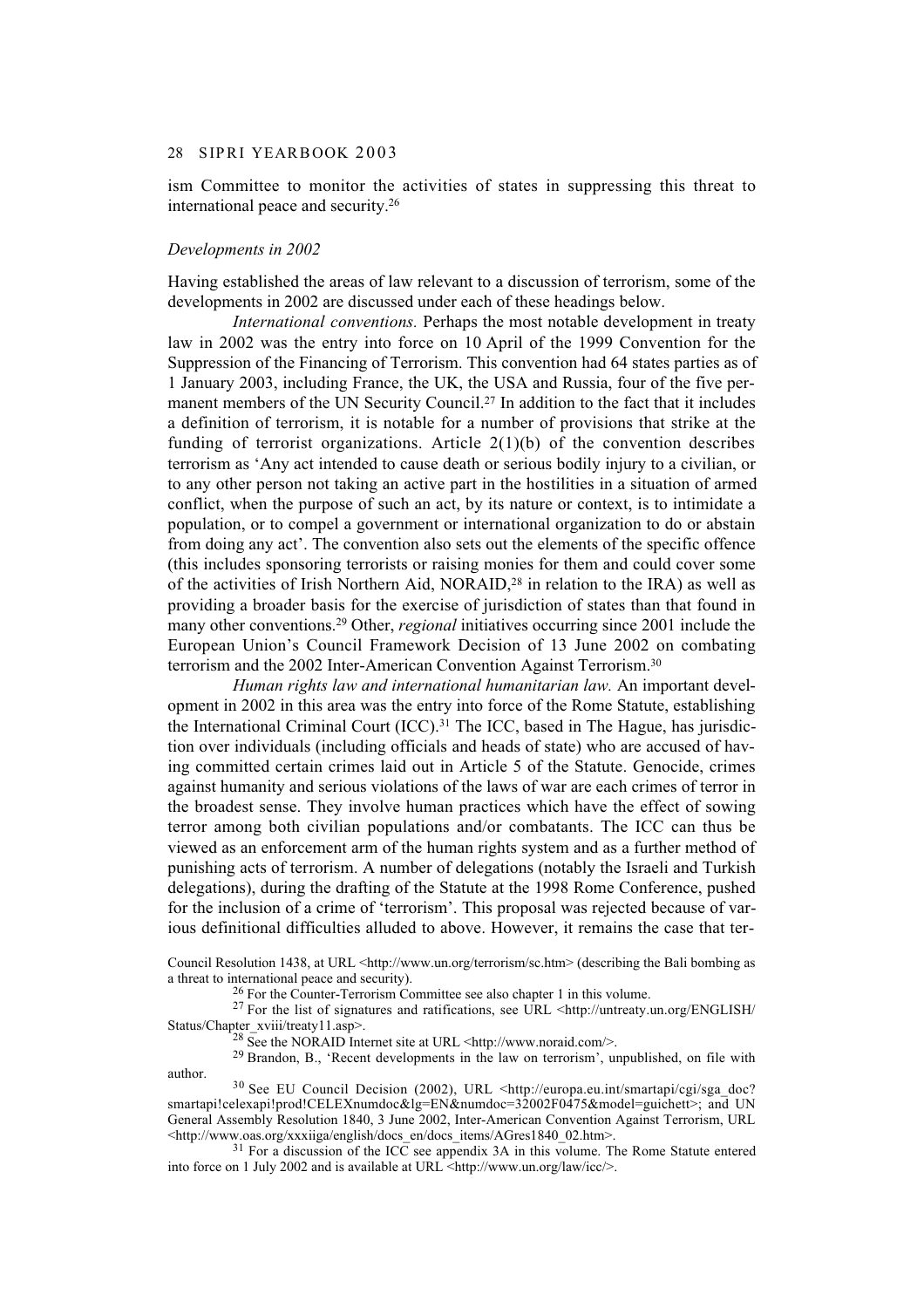ism Committee to monitor the activities of states in suppressing this threat to international peace and security.[26]

*Developments in 2002*

Having established the areas of law relevant to a discussion of terrorism, some of the developments in 2002 are discussed under each of these headings below.

*International conventions.* Perhaps the most notable development in treaty law in 2002 was the entry into force on 10 April of the 1999 Convention for the Suppression of the Financing of Terrorism. This convention had 64 states parties as of 1 January 2003, including France, the UK, the USA and Russia, four of the five permanent members of the UN Security Council.[27] In addition to the fact that it includes a definition of terrorism, it is notable for a number of provisions that strike at the funding of terrorist organizations. Article 2(1)(b) of the convention describes terrorism as 'Any act intended to cause death or serious bodily injury to a civilian, or to any other person not taking an active part in the hostilities in a situation of armed conflict, when the purpose of such an act, by its nature or context, is to intimidate a population, or to compel a government or international organization to do or abstain from doing any act'. The convention also sets out the elements of the specific offence (this includes sponsoring terrorists or raising monies for them and could cover some of the activities of Irish Northern Aid, NORAID,[28] in relation to the IRA) as well as providing a broader basis for the exercise of jurisdiction of states than that found in many other conventions.[29] Other, *regional* initiatives occurring since 2001 include the European Union's Council Framework Decision of 13 June 2002 on combating terrorism and the 2002 Inter-American Convention Against Terrorism.[30]

*Human rights law and international humanitarian law.* An important development in 2002 in this area was the entry into force of the Rome Statute, establishing the International Criminal Court (ICC).[31] The ICC, based in The Hague, has jurisdiction over individuals (including officials and heads of state) who are accused of having committed certain crimes laid out in Article 5 of the Statute. Genocide, crimes against humanity and serious violations of the laws of war are each crimes of terror in the broadest sense. They involve human practices which have the effect of sowing terror among both civilian populations and/or combatants. The ICC can thus be viewed as an enforcement arm of the human rights system and as a further method of punishing acts of terrorism. A number of delegations (notably the Israeli and Turkish delegations), during the drafting of the Statute at the 1998 Rome Conference, pushed for the inclusion of a crime of 'terrorism'. This proposal was rejected because of various definitional difficulties alluded to above. However, it remains the case that ter-

Council Resolution 1438, at URL <http://www.un.org/terrorism/sc.htm> (describing the Bali bombing as a threat to international peace and security).

[26] For the Counter-Terrorism Committee see also chapter 1 in this volume.

[27] For the list of signatures and ratifications, see URL <http://untreaty.un.org/ENGLISH/Status/Chapter_xviii/treaty11.asp>.

[28] See the NORAID Internet site at URL <http://www.noraid.com/>.

[29] Brandon, B., 'Recent developments in the law on terrorism', unpublished, on file with author.

[30] See EU Council Decision (2002), URL <http://europa.eu.int/smartapi/cgi/sga_doc?smartapi!celexapi!prod!CELEXnumdoc&lg=EN&numdoc=32002F0475&model=guichett>; and UN General Assembly Resolution 1840, 3 June 2002, Inter-American Convention Against Terrorism, URL <http://www.oas.org/xxxiiga/english/docs_en/docs_items/AGres1840_02.htm>.

[31] For a discussion of the ICC see appendix 3A in this volume. The Rome Statute entered into force on 1 July 2002 and is available at URL <http://www.un.org/law/icc/>.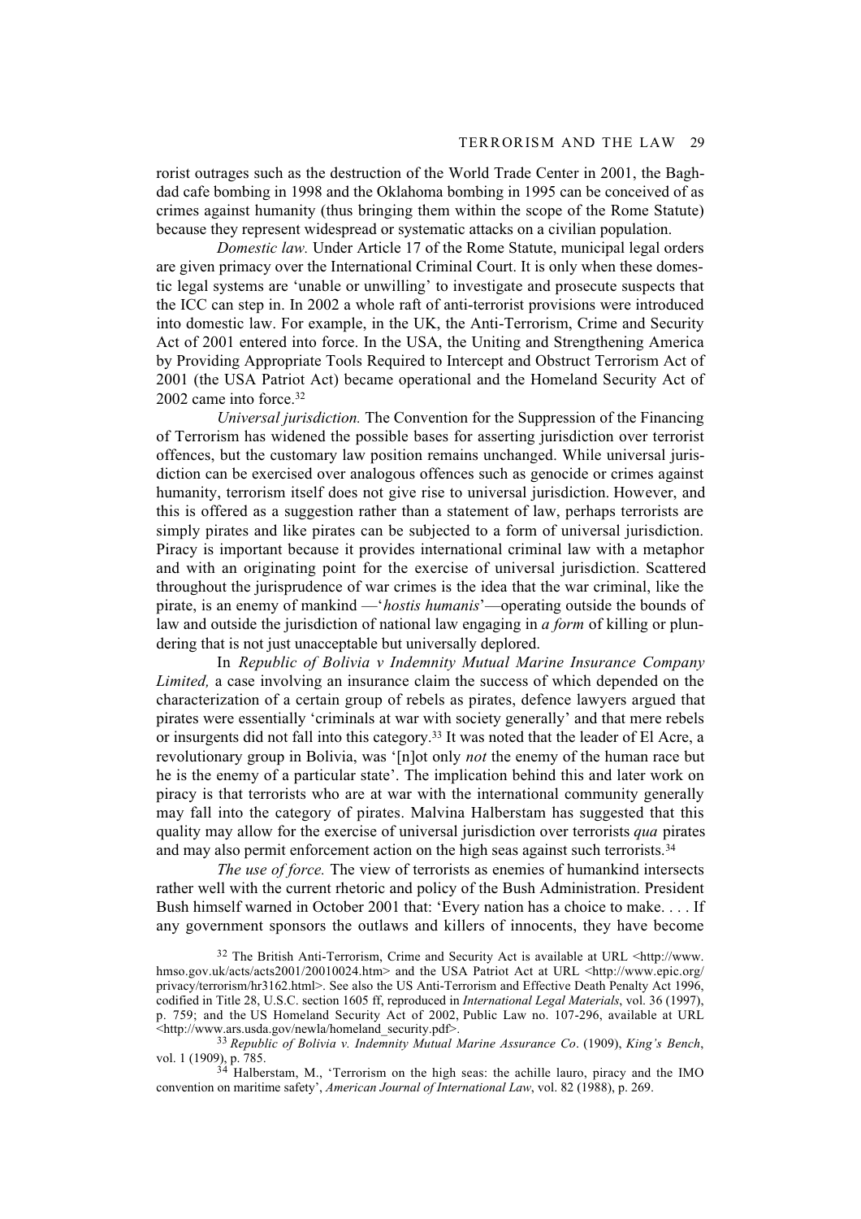rorist outrages such as the destruction of the World Trade Center in 2001, the Baghdad cafe bombing in 1998 and the Oklahoma bombing in 1995 can be conceived of as crimes against humanity (thus bringing them within the scope of the Rome Statute) because they represent widespread or systematic attacks on a civilian population.

*Domestic law.* Under Article 17 of the Rome Statute, municipal legal orders are given primacy over the International Criminal Court. It is only when these domestic legal systems are 'unable or unwilling' to investigate and prosecute suspects that the ICC can step in. In 2002 a whole raft of anti-terrorist provisions were introduced into domestic law. For example, in the UK, the Anti-Terrorism, Crime and Security Act of 2001 entered into force. In the USA, the Uniting and Strengthening America by Providing Appropriate Tools Required to Intercept and Obstruct Terrorism Act of 2001 (the USA Patriot Act) became operational and the Homeland Security Act of 2002 came into force.[32]

*Universal jurisdiction.* The Convention for the Suppression of the Financing of Terrorism has widened the possible bases for asserting jurisdiction over terrorist offences, but the customary law position remains unchanged. While universal jurisdiction can be exercised over analogous offences such as genocide or crimes against humanity, terrorism itself does not give rise to universal jurisdiction. However, and this is offered as a suggestion rather than a statement of law, perhaps terrorists are simply pirates and like pirates can be subjected to a form of universal jurisdiction. Piracy is important because it provides international criminal law with a metaphor and with an originating point for the exercise of universal jurisdiction. Scattered throughout the jurisprudence of war crimes is the idea that the war criminal, like the pirate, is an enemy of mankind —'*hostis humanis*'—operating outside the bounds of law and outside the jurisdiction of national law engaging in *a form* of killing or plundering that is not just unacceptable but universally deplored.

In *Republic of Bolivia v Indemnity Mutual Marine Insurance Company Limited,* a case involving an insurance claim the success of which depended on the characterization of a certain group of rebels as pirates, defence lawyers argued that pirates were essentially 'criminals at war with society generally' and that mere rebels or insurgents did not fall into this category.[33] It was noted that the leader of El Acre, a revolutionary group in Bolivia, was '[n]ot only *not* the enemy of the human race but he is the enemy of a particular state'. The implication behind this and later work on piracy is that terrorists who are at war with the international community generally may fall into the category of pirates. Malvina Halberstam has suggested that this quality may allow for the exercise of universal jurisdiction over terrorists *qua* pirates and may also permit enforcement action on the high seas against such terrorists.[34]

*The use of force.* The view of terrorists as enemies of humankind intersects rather well with the current rhetoric and policy of the Bush Administration. President Bush himself warned in October 2001 that: 'Every nation has a choice to make. . . . If any government sponsors the outlaws and killers of innocents, they have become

[32] The British Anti-Terrorism, Crime and Security Act is available at URL <http://www.hmso.gov.uk/acts/acts2001/20010024.htm> and the USA Patriot Act at URL <http://www.epic.org/privacy/terrorism/hr3162.html>. See also the US Anti-Terrorism and Effective Death Penalty Act 1996, codified in Title 28, U.S.C. section 1605 ff, reproduced in *International Legal Materials*, vol. 36 (1997), p. 759; and the US Homeland Security Act of 2002, Public Law no. 107-296, available at URL <http://www.ars.usda.gov/newla/homeland_security.pdf>.

[33] *Republic of Bolivia v. Indemnity Mutual Marine Assurance Co*. (1909), *King's Bench*, vol. 1 (1909), p. 785.

[34] Halberstam, M., 'Terrorism on the high seas: the achille lauro, piracy and the IMO convention on maritime safety', *American Journal of International Law*, vol. 82 (1988), p. 269.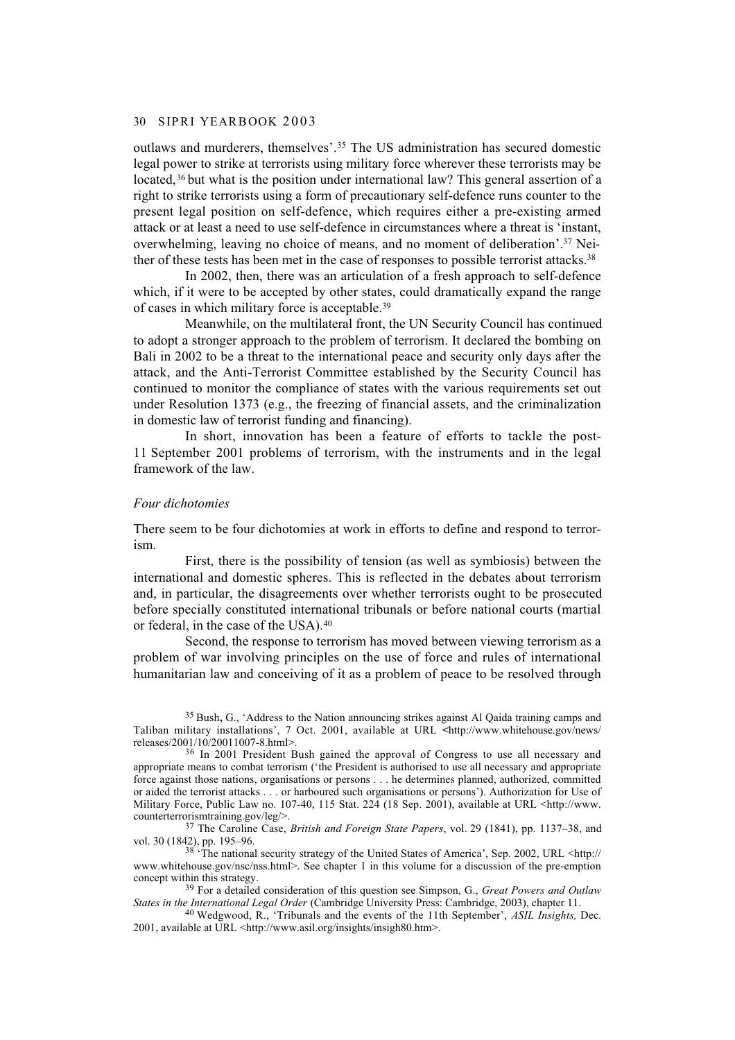outlaws and murderers, themselves'.[35] The US administration has secured domestic legal power to strike at terrorists using military force wherever these terrorists may be located,[36] but what is the position under international law? This general assertion of a right to strike terrorists using a form of precautionary self-defence runs counter to the present legal position on self-defence, which requires either a pre-existing armed attack or at least a need to use self-defence in circumstances where a threat is 'instant, overwhelming, leaving no choice of means, and no moment of deliberation'.[37] Neither of these tests has been met in the case of responses to possible terrorist attacks.[38]

In 2002, then, there was an articulation of a fresh approach to self-defence which, if it were to be accepted by other states, could dramatically expand the range of cases in which military force is acceptable.[39]

Meanwhile, on the multilateral front, the UN Security Council has continued to adopt a stronger approach to the problem of terrorism. It declared the bombing on Bali in 2002 to be a threat to the international peace and security only days after the attack, and the Anti-Terrorist Committee established by the Security Council has continued to monitor the compliance of states with the various requirements set out under Resolution 1373 (e.g., the freezing of financial assets, and the criminalization in domestic law of terrorist funding and financing).

In short, innovation has been a feature of efforts to tackle the post-11 September 2001 problems of terrorism, with the instruments and in the legal framework of the law.

### *Four dichotomies*

There seem to be four dichotomies at work in efforts to define and respond to terrorism.

First, there is the possibility of tension (as well as symbiosis) between the international and domestic spheres. This is reflected in the debates about terrorism and, in particular, the disagreements over whether terrorists ought to be prosecuted before specially constituted international tribunals or before national courts (martial or federal, in the case of the USA).[40]

Second, the response to terrorism has moved between viewing terrorism as a problem of war involving principles on the use of force and rules of international humanitarian law and conceiving of it as a problem of peace to be resolved through

[35] Bush, G., 'Address to the Nation announcing strikes against Al Qaida training camps and Taliban military installations', 7 Oct. 2001, available at URL <http://www.whitehouse.gov/news/releases/2001/10/20011007-8.html>.

[36] In 2001 President Bush gained the approval of Congress to use all necessary and appropriate means to combat terrorism ('the President is authorised to use all necessary and appropriate force against those nations, organisations or persons . . . he determines planned, authorized, committed or aided the terrorist attacks . . . or harboured such organisations or persons'). Authorization for Use of Military Force, Public Law no. 107-40, 115 Stat. 224 (18 Sep. 2001), available at URL <http://www.counterterrorismtraining.gov/leg/>.

[37] The Caroline Case, *British and Foreign State Papers*, vol. 29 (1841), pp. 1137–38, and vol. 30 (1842), pp. 195–96.

[38] 'The national security strategy of the United States of America', Sep. 2002, URL <http://www.whitehouse.gov/nsc/nss.html>. See chapter 1 in this volume for a discussion of the pre-emption concept within this strategy.

[39] For a detailed consideration of this question see Simpson, G., *Great Powers and Outlaw States in the International Legal Order* (Cambridge University Press: Cambridge, 2003), chapter 11.

[40] Wedgwood, R., 'Tribunals and the events of the 11th September', *ASIL Insights,* Dec. 2001, available at URL <http://www.asil.org/insights/insigh80.htm>.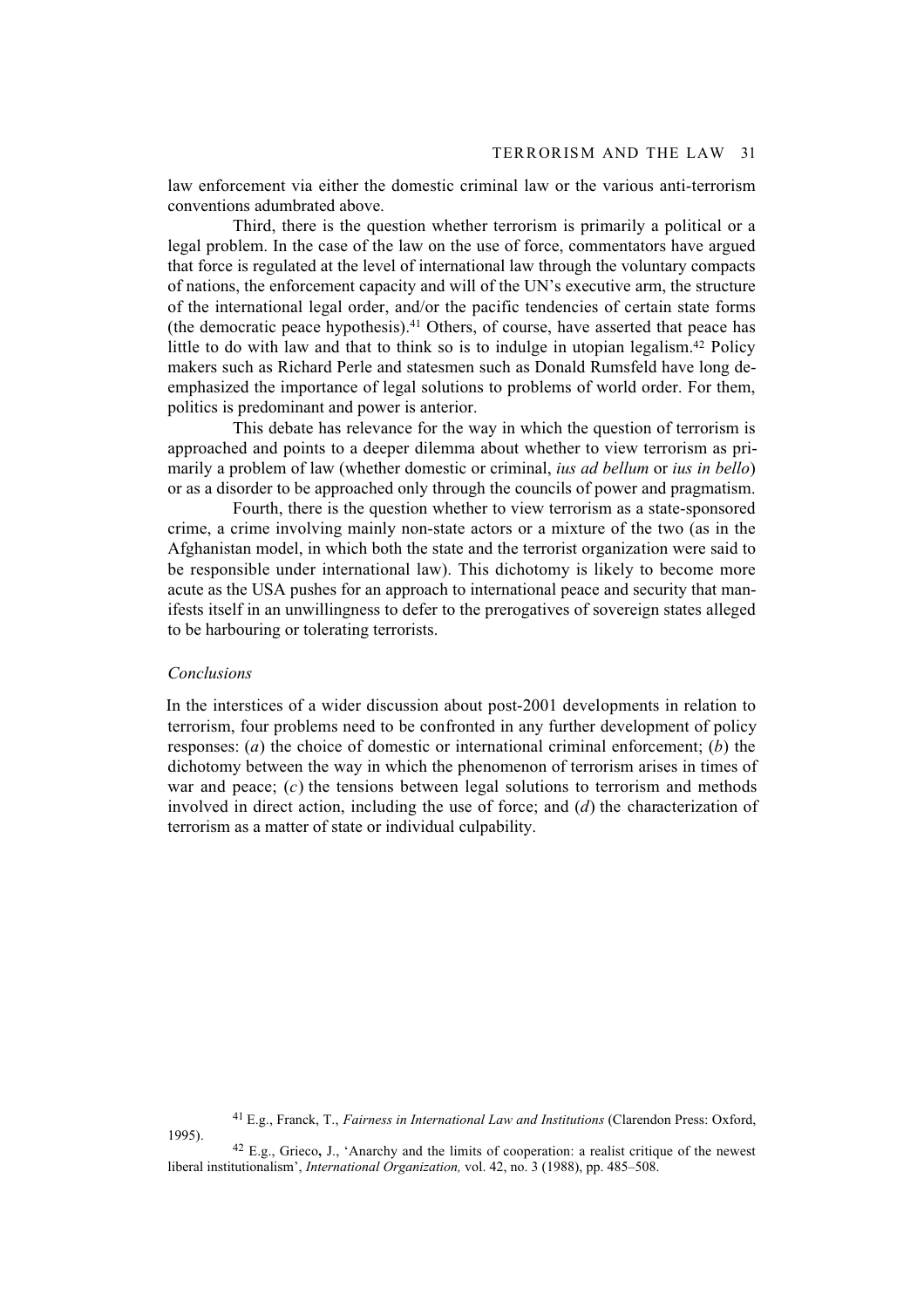law enforcement via either the domestic criminal law or the various anti-terrorism conventions adumbrated above.

Third, there is the question whether terrorism is primarily a political or a legal problem. In the case of the law on the use of force, commentators have argued that force is regulated at the level of international law through the voluntary compacts of nations, the enforcement capacity and will of the UN's executive arm, the structure of the international legal order, and/or the pacific tendencies of certain state forms (the democratic peace hypothesis).[41] Others, of course, have asserted that peace has little to do with law and that to think so is to indulge in utopian legalism.[42] Policy makers such as Richard Perle and statesmen such as Donald Rumsfeld have long de-emphasized the importance of legal solutions to problems of world order. For them, politics is predominant and power is anterior.

This debate has relevance for the way in which the question of terrorism is approached and points to a deeper dilemma about whether to view terrorism as primarily a problem of law (whether domestic or criminal, *ius ad bellum* or *ius in bello*) or as a disorder to be approached only through the councils of power and pragmatism.

Fourth, there is the question whether to view terrorism as a state-sponsored crime, a crime involving mainly non-state actors or a mixture of the two (as in the Afghanistan model, in which both the state and the terrorist organization were said to be responsible under international law). This dichotomy is likely to become more acute as the USA pushes for an approach to international peace and security that manifests itself in an unwillingness to defer to the prerogatives of sovereign states alleged to be harbouring or tolerating terrorists.

### *Conclusions*

In the interstices of a wider discussion about post-2001 developments in relation to terrorism, four problems need to be confronted in any further development of policy responses: (*a*) the choice of domestic or international criminal enforcement; (*b*) the dichotomy between the way in which the phenomenon of terrorism arises in times of war and peace; (*c*) the tensions between legal solutions to terrorism and methods involved in direct action, including the use of force; and (*d*) the characterization of terrorism as a matter of state or individual culpability.

[41] E.g., Franck, T., *Fairness in International Law and Institutions* (Clarendon Press: Oxford, 1995).

[42] E.g., Grieco, J., 'Anarchy and the limits of cooperation: a realist critique of the newest liberal institutionalism', *International Organization,* vol. 42, no. 3 (1988), pp. 485–508.